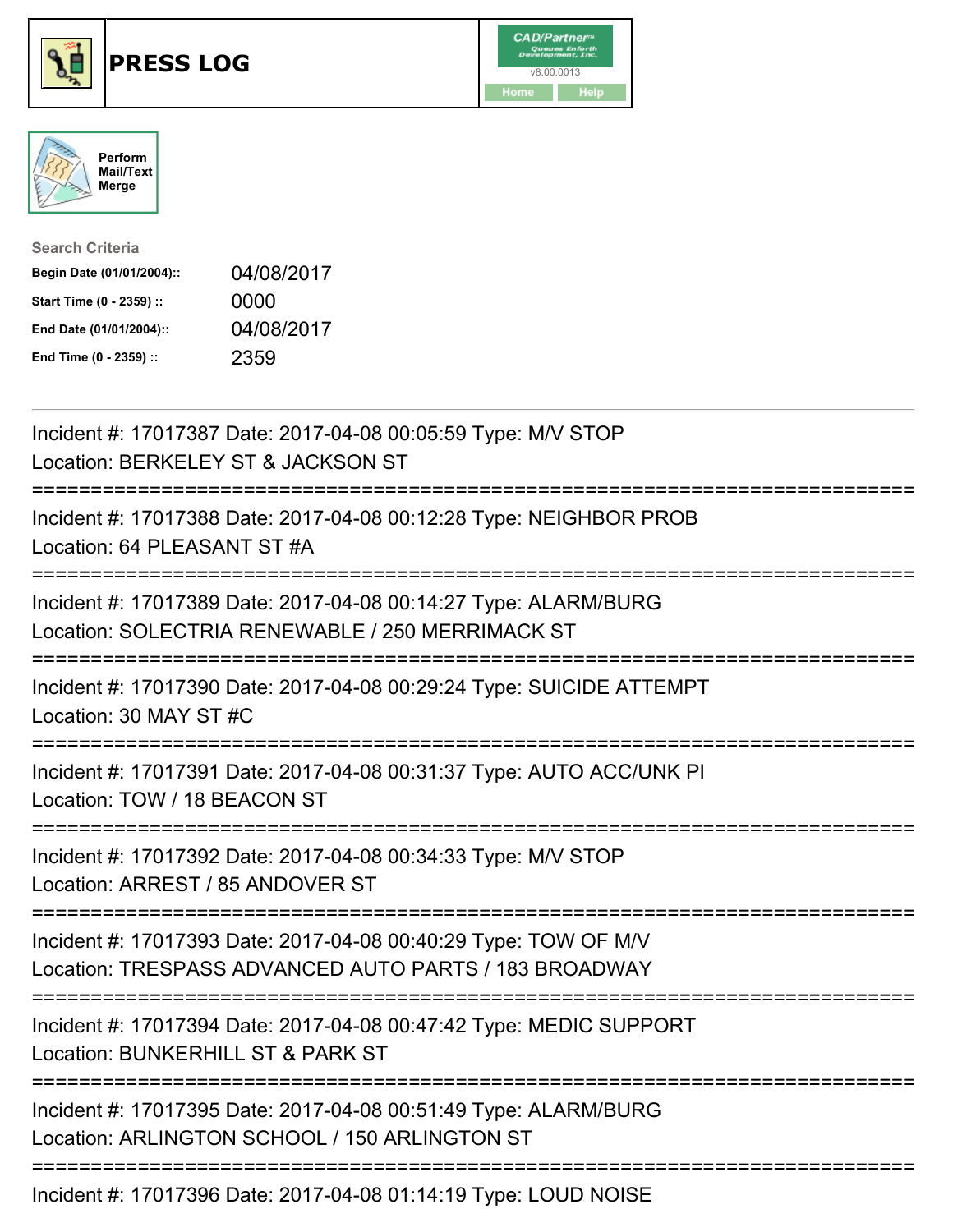# PRESS LOG

CAD/Partner v8.00.0013

Home Help

Perform Mail/Text Merge

**Search Criteria**

| | |
|---|---|
| **Begin Date (01/01/2004)::** | 04/08/2017 |
| **Start Time (0 - 2359) ::** | 0000 |
| **End Date (01/01/2004)::** | 04/08/2017 |
| **End Time (0 - 2359) ::** | 2359 |

---

Incident #: 17017387 Date: 2017-04-08 00:05:59 Type: M/V STOP
Location: BERKELEY ST & JACKSON ST

===========================================================================

Incident #: 17017388 Date: 2017-04-08 00:12:28 Type: NEIGHBOR PROB
Location: 64 PLEASANT ST #A

===========================================================================

Incident #: 17017389 Date: 2017-04-08 00:14:27 Type: ALARM/BURG
Location: SOLECTRIA RENEWABLE / 250 MERRIMACK ST

===========================================================================

Incident #: 17017390 Date: 2017-04-08 00:29:24 Type: SUICIDE ATTEMPT
Location: 30 MAY ST #C

===========================================================================

Incident #: 17017391 Date: 2017-04-08 00:31:37 Type: AUTO ACC/UNK PI
Location: TOW / 18 BEACON ST

===========================================================================

Incident #: 17017392 Date: 2017-04-08 00:34:33 Type: M/V STOP
Location: ARREST / 85 ANDOVER ST

===========================================================================

Incident #: 17017393 Date: 2017-04-08 00:40:29 Type: TOW OF M/V
Location: TRESPASS ADVANCED AUTO PARTS / 183 BROADWAY

===========================================================================

Incident #: 17017394 Date: 2017-04-08 00:47:42 Type: MEDIC SUPPORT
Location: BUNKERHILL ST & PARK ST

===========================================================================

Incident #: 17017395 Date: 2017-04-08 00:51:49 Type: ALARM/BURG
Location: ARLINGTON SCHOOL / 150 ARLINGTON ST

===========================================================================

Incident #: 17017396 Date: 2017-04-08 01:14:19 Type: LOUD NOISE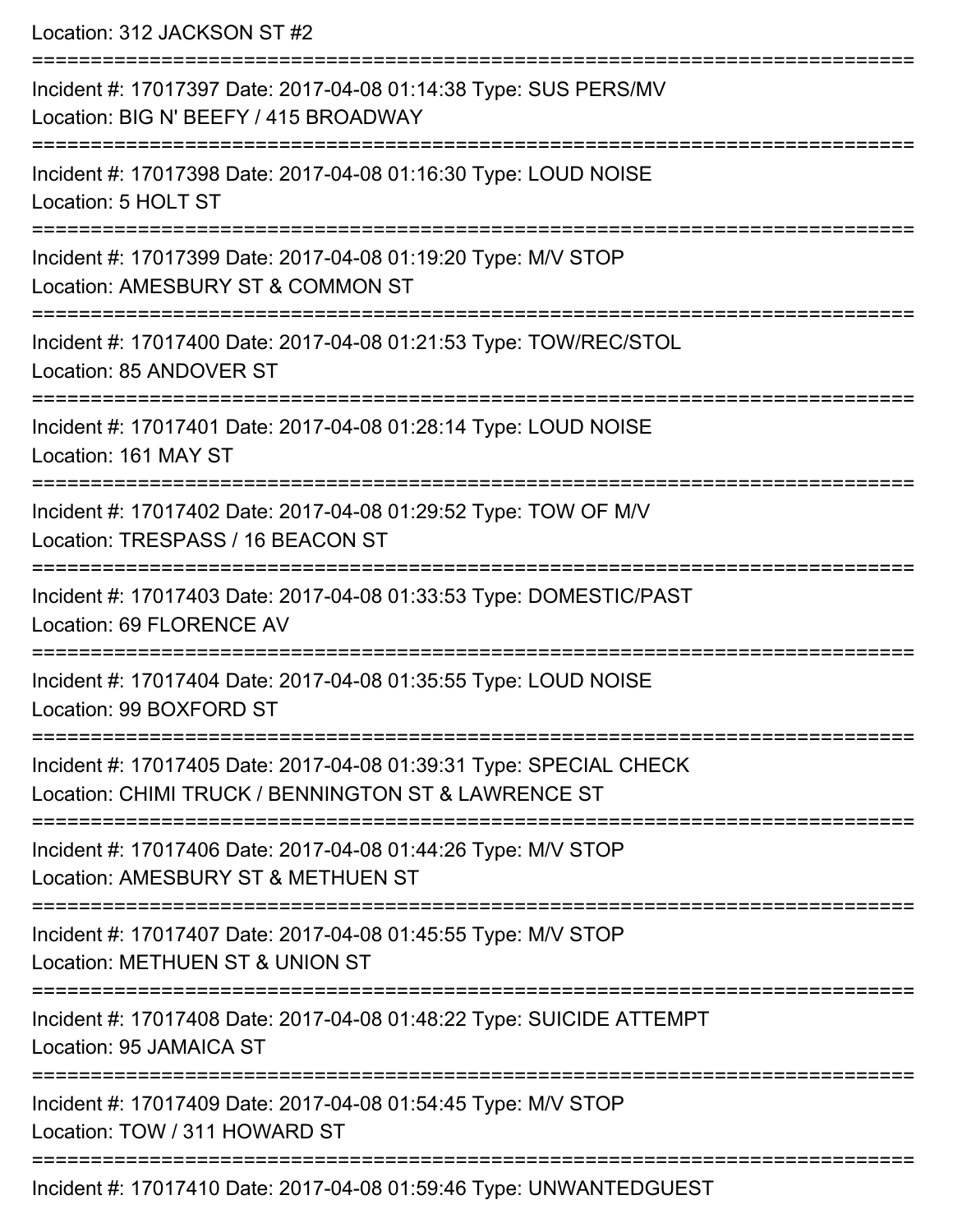Location: 312 JACKSON ST #2

===========================================================================

Incident #: 17017397 Date: 2017-04-08 01:14:38 Type: SUS PERS/MV
Location: BIG N' BEEFY / 415 BROADWAY

===========================================================================

Incident #: 17017398 Date: 2017-04-08 01:16:30 Type: LOUD NOISE
Location: 5 HOLT ST

===========================================================================

Incident #: 17017399 Date: 2017-04-08 01:19:20 Type: M/V STOP
Location: AMESBURY ST & COMMON ST

===========================================================================

Incident #: 17017400 Date: 2017-04-08 01:21:53 Type: TOW/REC/STOL
Location: 85 ANDOVER ST

===========================================================================

Incident #: 17017401 Date: 2017-04-08 01:28:14 Type: LOUD NOISE
Location: 161 MAY ST

===========================================================================

Incident #: 17017402 Date: 2017-04-08 01:29:52 Type: TOW OF M/V
Location: TRESPASS / 16 BEACON ST

===========================================================================

Incident #: 17017403 Date: 2017-04-08 01:33:53 Type: DOMESTIC/PAST
Location: 69 FLORENCE AV

===========================================================================

Incident #: 17017404 Date: 2017-04-08 01:35:55 Type: LOUD NOISE
Location: 99 BOXFORD ST

===========================================================================

Incident #: 17017405 Date: 2017-04-08 01:39:31 Type: SPECIAL CHECK
Location: CHIMI TRUCK / BENNINGTON ST & LAWRENCE ST

===========================================================================

Incident #: 17017406 Date: 2017-04-08 01:44:26 Type: M/V STOP
Location: AMESBURY ST & METHUEN ST

===========================================================================

Incident #: 17017407 Date: 2017-04-08 01:45:55 Type: M/V STOP
Location: METHUEN ST & UNION ST

===========================================================================

Incident #: 17017408 Date: 2017-04-08 01:48:22 Type: SUICIDE ATTEMPT
Location: 95 JAMAICA ST

===========================================================================

Incident #: 17017409 Date: 2017-04-08 01:54:45 Type: M/V STOP
Location: TOW / 311 HOWARD ST

===========================================================================

Incident #: 17017410 Date: 2017-04-08 01:59:46 Type: UNWANTEDGUEST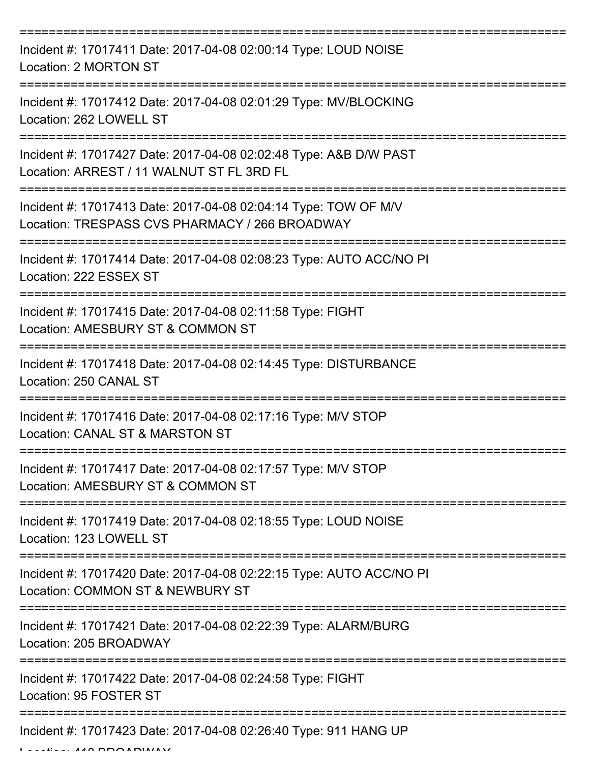===========================================================================

Incident #: 17017411 Date: 2017-04-08 02:00:14 Type: LOUD NOISE
Location: 2 MORTON ST

===========================================================================

Incident #: 17017412 Date: 2017-04-08 02:01:29 Type: MV/BLOCKING
Location: 262 LOWELL ST

===========================================================================

Incident #: 17017427 Date: 2017-04-08 02:02:48 Type: A&B D/W PAST
Location: ARREST / 11 WALNUT ST FL 3RD FL

===========================================================================

Incident #: 17017413 Date: 2017-04-08 02:04:14 Type: TOW OF M/V
Location: TRESPASS CVS PHARMACY / 266 BROADWAY

===========================================================================

Incident #: 17017414 Date: 2017-04-08 02:08:23 Type: AUTO ACC/NO PI
Location: 222 ESSEX ST

===========================================================================

Incident #: 17017415 Date: 2017-04-08 02:11:58 Type: FIGHT
Location: AMESBURY ST & COMMON ST

===========================================================================

Incident #: 17017418 Date: 2017-04-08 02:14:45 Type: DISTURBANCE
Location: 250 CANAL ST

===========================================================================

Incident #: 17017416 Date: 2017-04-08 02:17:16 Type: M/V STOP
Location: CANAL ST & MARSTON ST

===========================================================================

Incident #: 17017417 Date: 2017-04-08 02:17:57 Type: M/V STOP
Location: AMESBURY ST & COMMON ST

===========================================================================

Incident #: 17017419 Date: 2017-04-08 02:18:55 Type: LOUD NOISE
Location: 123 LOWELL ST

===========================================================================

Incident #: 17017420 Date: 2017-04-08 02:22:15 Type: AUTO ACC/NO PI
Location: COMMON ST & NEWBURY ST

===========================================================================

Incident #: 17017421 Date: 2017-04-08 02:22:39 Type: ALARM/BURG
Location: 205 BROADWAY

===========================================================================

Incident #: 17017422 Date: 2017-04-08 02:24:58 Type: FIGHT
Location: 95 FOSTER ST

===========================================================================

Incident #: 17017423 Date: 2017-04-08 02:26:40 Type: 911 HANG UP
Location: 418 BROADWAY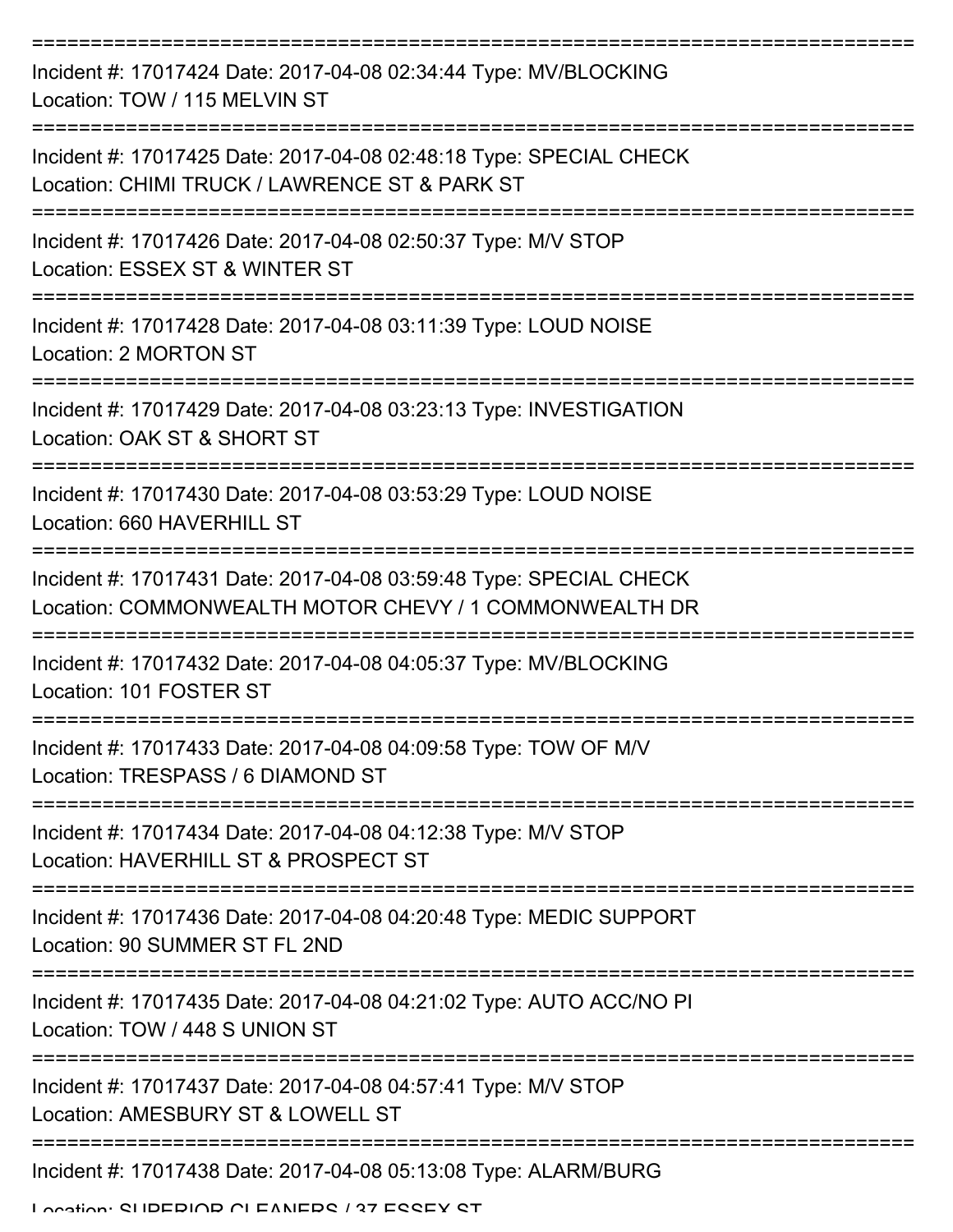===========================================================================

Incident #: 17017424 Date: 2017-04-08 02:34:44 Type: MV/BLOCKING
Location: TOW / 115 MELVIN ST

===========================================================================

Incident #: 17017425 Date: 2017-04-08 02:48:18 Type: SPECIAL CHECK
Location: CHIMI TRUCK / LAWRENCE ST & PARK ST

===========================================================================

Incident #: 17017426 Date: 2017-04-08 02:50:37 Type: M/V STOP
Location: ESSEX ST & WINTER ST

===========================================================================

Incident #: 17017428 Date: 2017-04-08 03:11:39 Type: LOUD NOISE
Location: 2 MORTON ST

===========================================================================

Incident #: 17017429 Date: 2017-04-08 03:23:13 Type: INVESTIGATION
Location: OAK ST & SHORT ST

===========================================================================

Incident #: 17017430 Date: 2017-04-08 03:53:29 Type: LOUD NOISE
Location: 660 HAVERHILL ST

===========================================================================

Incident #: 17017431 Date: 2017-04-08 03:59:48 Type: SPECIAL CHECK
Location: COMMONWEALTH MOTOR CHEVY / 1 COMMONWEALTH DR

===========================================================================

Incident #: 17017432 Date: 2017-04-08 04:05:37 Type: MV/BLOCKING
Location: 101 FOSTER ST

===========================================================================

Incident #: 17017433 Date: 2017-04-08 04:09:58 Type: TOW OF M/V
Location: TRESPASS / 6 DIAMOND ST

===========================================================================

Incident #: 17017434 Date: 2017-04-08 04:12:38 Type: M/V STOP
Location: HAVERHILL ST & PROSPECT ST

===========================================================================

Incident #: 17017436 Date: 2017-04-08 04:20:48 Type: MEDIC SUPPORT
Location: 90 SUMMER ST FL 2ND

===========================================================================

Incident #: 17017435 Date: 2017-04-08 04:21:02 Type: AUTO ACC/NO PI
Location: TOW / 448 S UNION ST

===========================================================================

Incident #: 17017437 Date: 2017-04-08 04:57:41 Type: M/V STOP
Location: AMESBURY ST & LOWELL ST

===========================================================================

Incident #: 17017438 Date: 2017-04-08 05:13:08 Type: ALARM/BURG
Location: SUPERIOR CLEANERS / 37 ESSEX ST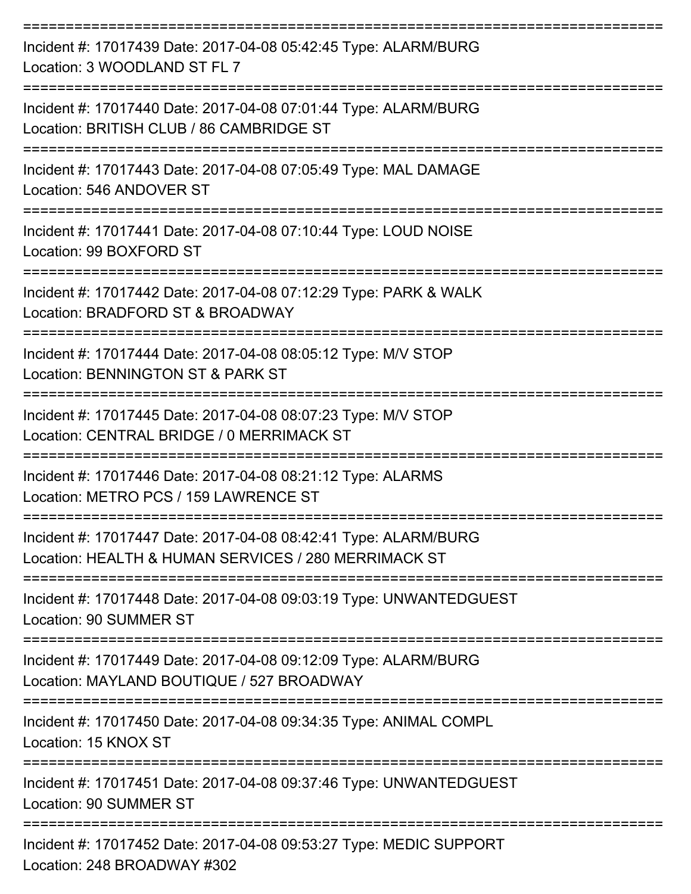===========================================================================

Incident #: 17017439 Date: 2017-04-08 05:42:45 Type: ALARM/BURG
Location: 3 WOODLAND ST FL 7

===========================================================================

Incident #: 17017440 Date: 2017-04-08 07:01:44 Type: ALARM/BURG
Location: BRITISH CLUB / 86 CAMBRIDGE ST

===========================================================================

Incident #: 17017443 Date: 2017-04-08 07:05:49 Type: MAL DAMAGE
Location: 546 ANDOVER ST

===========================================================================

Incident #: 17017441 Date: 2017-04-08 07:10:44 Type: LOUD NOISE
Location: 99 BOXFORD ST

===========================================================================

Incident #: 17017442 Date: 2017-04-08 07:12:29 Type: PARK & WALK
Location: BRADFORD ST & BROADWAY

===========================================================================

Incident #: 17017444 Date: 2017-04-08 08:05:12 Type: M/V STOP
Location: BENNINGTON ST & PARK ST

===========================================================================

Incident #: 17017445 Date: 2017-04-08 08:07:23 Type: M/V STOP
Location: CENTRAL BRIDGE / 0 MERRIMACK ST

===========================================================================

Incident #: 17017446 Date: 2017-04-08 08:21:12 Type: ALARMS
Location: METRO PCS / 159 LAWRENCE ST

===========================================================================

Incident #: 17017447 Date: 2017-04-08 08:42:41 Type: ALARM/BURG
Location: HEALTH & HUMAN SERVICES / 280 MERRIMACK ST

===========================================================================

Incident #: 17017448 Date: 2017-04-08 09:03:19 Type: UNWANTEDGUEST
Location: 90 SUMMER ST

===========================================================================

Incident #: 17017449 Date: 2017-04-08 09:12:09 Type: ALARM/BURG
Location: MAYLAND BOUTIQUE / 527 BROADWAY

===========================================================================

Incident #: 17017450 Date: 2017-04-08 09:34:35 Type: ANIMAL COMPL
Location: 15 KNOX ST

===========================================================================

Incident #: 17017451 Date: 2017-04-08 09:37:46 Type: UNWANTEDGUEST
Location: 90 SUMMER ST

===========================================================================

Incident #: 17017452 Date: 2017-04-08 09:53:27 Type: MEDIC SUPPORT
Location: 248 BROADWAY #302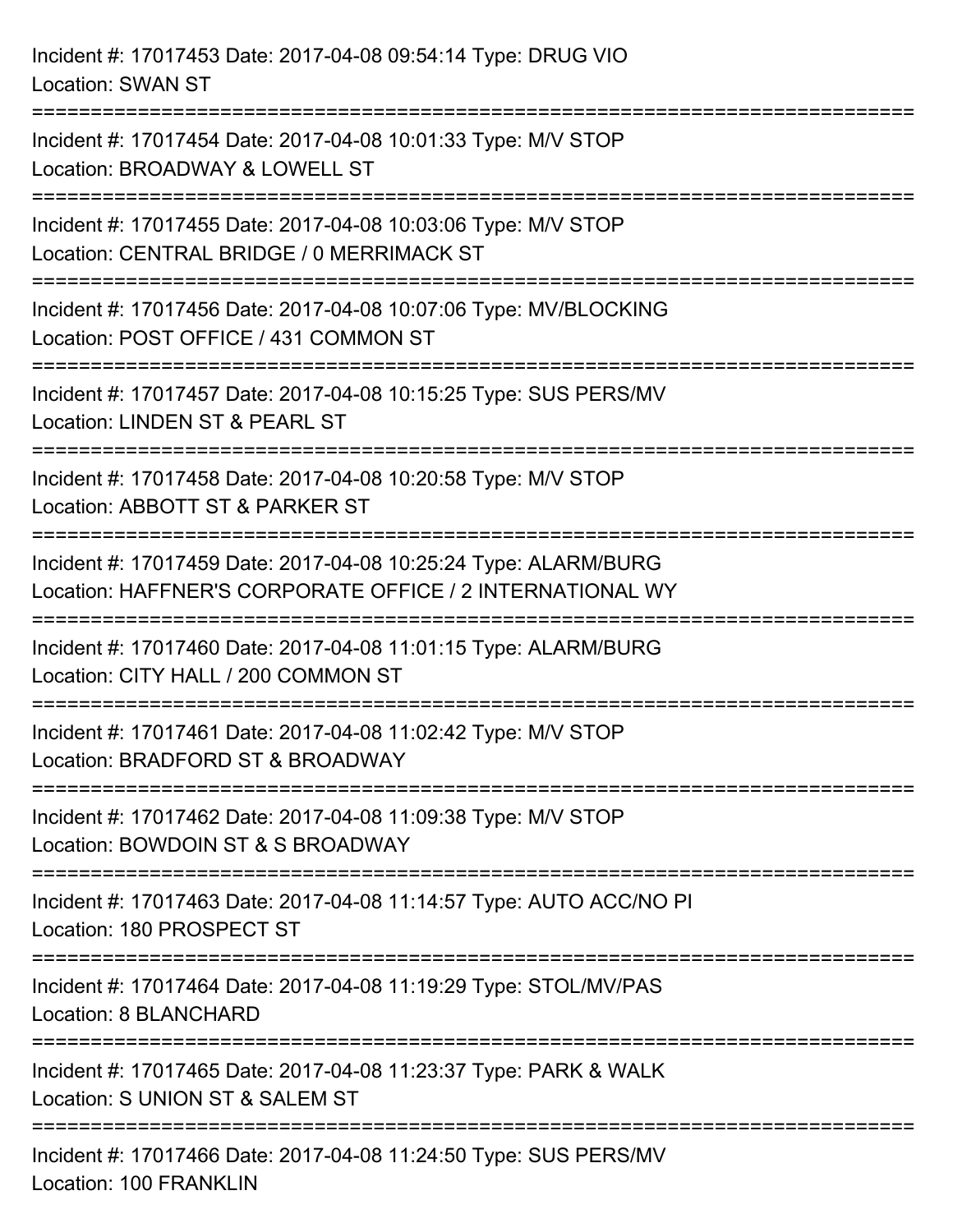Incident #: 17017453 Date: 2017-04-08 09:54:14 Type: DRUG VIO
Location: SWAN ST

===========================================================================

Incident #: 17017454 Date: 2017-04-08 10:01:33 Type: M/V STOP
Location: BROADWAY & LOWELL ST

===========================================================================

Incident #: 17017455 Date: 2017-04-08 10:03:06 Type: M/V STOP
Location: CENTRAL BRIDGE / 0 MERRIMACK ST

===========================================================================

Incident #: 17017456 Date: 2017-04-08 10:07:06 Type: MV/BLOCKING
Location: POST OFFICE / 431 COMMON ST

===========================================================================

Incident #: 17017457 Date: 2017-04-08 10:15:25 Type: SUS PERS/MV
Location: LINDEN ST & PEARL ST

===========================================================================

Incident #: 17017458 Date: 2017-04-08 10:20:58 Type: M/V STOP
Location: ABBOTT ST & PARKER ST

===========================================================================

Incident #: 17017459 Date: 2017-04-08 10:25:24 Type: ALARM/BURG
Location: HAFFNER'S CORPORATE OFFICE / 2 INTERNATIONAL WY

===========================================================================

Incident #: 17017460 Date: 2017-04-08 11:01:15 Type: ALARM/BURG
Location: CITY HALL / 200 COMMON ST

===========================================================================

Incident #: 17017461 Date: 2017-04-08 11:02:42 Type: M/V STOP
Location: BRADFORD ST & BROADWAY

===========================================================================

Incident #: 17017462 Date: 2017-04-08 11:09:38 Type: M/V STOP
Location: BOWDOIN ST & S BROADWAY

===========================================================================

Incident #: 17017463 Date: 2017-04-08 11:14:57 Type: AUTO ACC/NO PI
Location: 180 PROSPECT ST

===========================================================================

Incident #: 17017464 Date: 2017-04-08 11:19:29 Type: STOL/MV/PAS
Location: 8 BLANCHARD

===========================================================================

Incident #: 17017465 Date: 2017-04-08 11:23:37 Type: PARK & WALK
Location: S UNION ST & SALEM ST

===========================================================================

Incident #: 17017466 Date: 2017-04-08 11:24:50 Type: SUS PERS/MV
Location: 100 FRANKLIN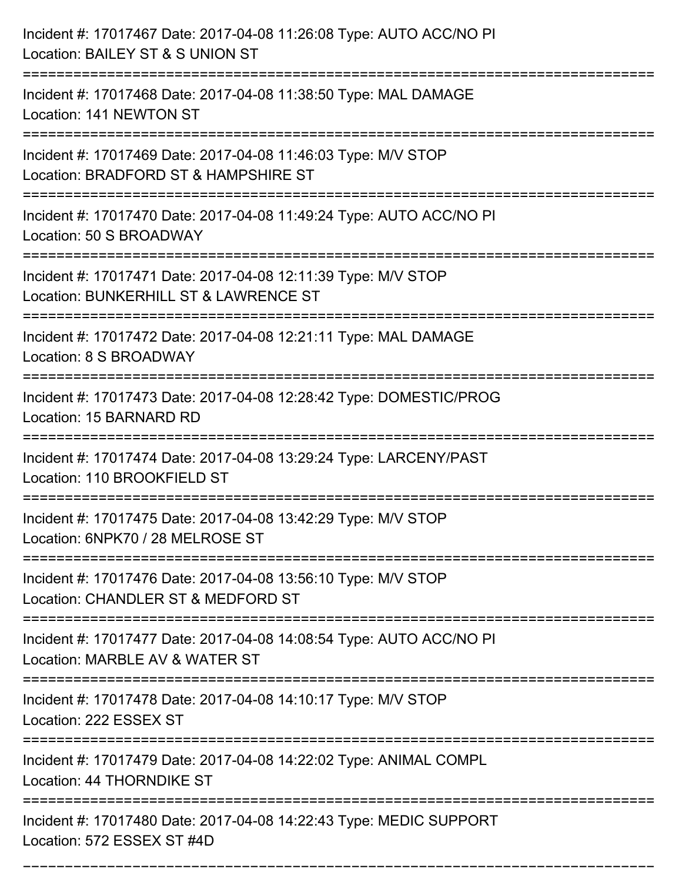Incident #: 17017467 Date: 2017-04-08 11:26:08 Type: AUTO ACC/NO PI
Location: BAILEY ST & S UNION ST

===========================================================================

Incident #: 17017468 Date: 2017-04-08 11:38:50 Type: MAL DAMAGE
Location: 141 NEWTON ST

===========================================================================

Incident #: 17017469 Date: 2017-04-08 11:46:03 Type: M/V STOP
Location: BRADFORD ST & HAMPSHIRE ST

===========================================================================

Incident #: 17017470 Date: 2017-04-08 11:49:24 Type: AUTO ACC/NO PI
Location: 50 S BROADWAY

===========================================================================

Incident #: 17017471 Date: 2017-04-08 12:11:39 Type: M/V STOP
Location: BUNKERHILL ST & LAWRENCE ST

===========================================================================

Incident #: 17017472 Date: 2017-04-08 12:21:11 Type: MAL DAMAGE
Location: 8 S BROADWAY

===========================================================================

Incident #: 17017473 Date: 2017-04-08 12:28:42 Type: DOMESTIC/PROG
Location: 15 BARNARD RD

===========================================================================

Incident #: 17017474 Date: 2017-04-08 13:29:24 Type: LARCENY/PAST
Location: 110 BROOKFIELD ST

===========================================================================

Incident #: 17017475 Date: 2017-04-08 13:42:29 Type: M/V STOP
Location: 6NPK70 / 28 MELROSE ST

===========================================================================

Incident #: 17017476 Date: 2017-04-08 13:56:10 Type: M/V STOP
Location: CHANDLER ST & MEDFORD ST

===========================================================================

Incident #: 17017477 Date: 2017-04-08 14:08:54 Type: AUTO ACC/NO PI
Location: MARBLE AV & WATER ST

===========================================================================

Incident #: 17017478 Date: 2017-04-08 14:10:17 Type: M/V STOP
Location: 222 ESSEX ST

===========================================================================

Incident #: 17017479 Date: 2017-04-08 14:22:02 Type: ANIMAL COMPL
Location: 44 THORNDIKE ST

===========================================================================

Incident #: 17017480 Date: 2017-04-08 14:22:43 Type: MEDIC SUPPORT
Location: 572 ESSEX ST #4D

===========================================================================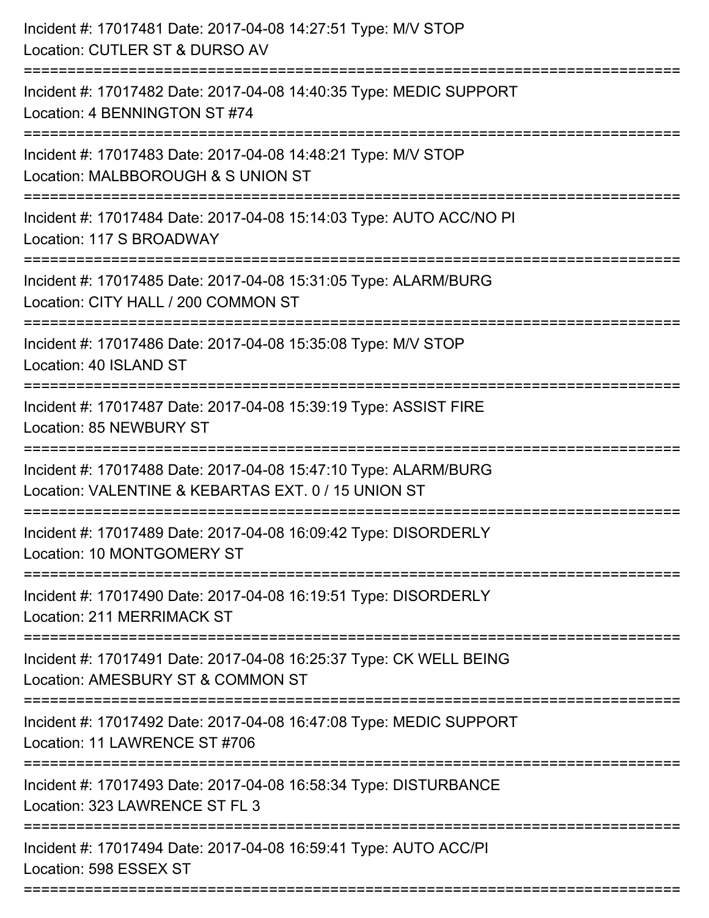Incident #: 17017481 Date: 2017-04-08 14:27:51 Type: M/V STOP
Location: CUTLER ST & DURSO AV

===========================================================================

Incident #: 17017482 Date: 2017-04-08 14:40:35 Type: MEDIC SUPPORT
Location: 4 BENNINGTON ST #74

===========================================================================

Incident #: 17017483 Date: 2017-04-08 14:48:21 Type: M/V STOP
Location: MALBBOROUGH & S UNION ST

===========================================================================

Incident #: 17017484 Date: 2017-04-08 15:14:03 Type: AUTO ACC/NO PI
Location: 117 S BROADWAY

===========================================================================

Incident #: 17017485 Date: 2017-04-08 15:31:05 Type: ALARM/BURG
Location: CITY HALL / 200 COMMON ST

===========================================================================

Incident #: 17017486 Date: 2017-04-08 15:35:08 Type: M/V STOP
Location: 40 ISLAND ST

===========================================================================

Incident #: 17017487 Date: 2017-04-08 15:39:19 Type: ASSIST FIRE
Location: 85 NEWBURY ST

===========================================================================

Incident #: 17017488 Date: 2017-04-08 15:47:10 Type: ALARM/BURG
Location: VALENTINE & KEBARTAS EXT. 0 / 15 UNION ST

===========================================================================

Incident #: 17017489 Date: 2017-04-08 16:09:42 Type: DISORDERLY
Location: 10 MONTGOMERY ST

===========================================================================

Incident #: 17017490 Date: 2017-04-08 16:19:51 Type: DISORDERLY
Location: 211 MERRIMACK ST

===========================================================================

Incident #: 17017491 Date: 2017-04-08 16:25:37 Type: CK WELL BEING
Location: AMESBURY ST & COMMON ST

===========================================================================

Incident #: 17017492 Date: 2017-04-08 16:47:08 Type: MEDIC SUPPORT
Location: 11 LAWRENCE ST #706

===========================================================================

Incident #: 17017493 Date: 2017-04-08 16:58:34 Type: DISTURBANCE
Location: 323 LAWRENCE ST FL 3

===========================================================================

Incident #: 17017494 Date: 2017-04-08 16:59:41 Type: AUTO ACC/PI
Location: 598 ESSEX ST

===========================================================================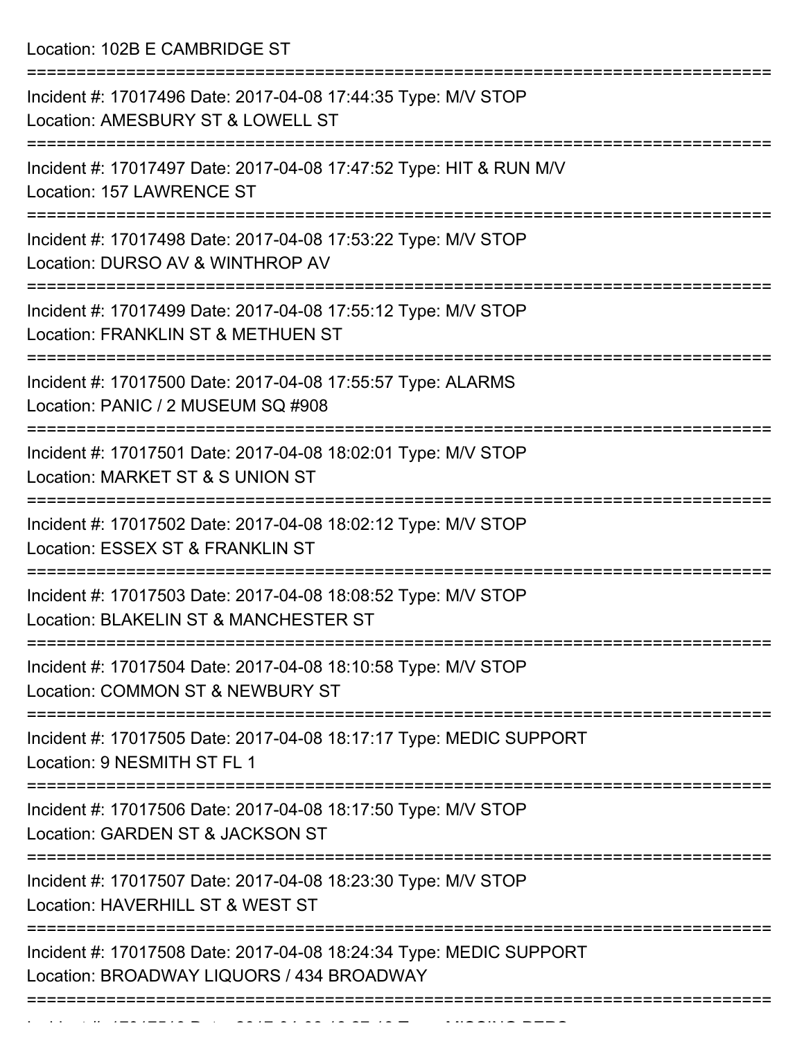Location: 102B E CAMBRIDGE ST

===========================================================================

Incident #: 17017496 Date: 2017-04-08 17:44:35 Type: M/V STOP
Location: AMESBURY ST & LOWELL ST

===========================================================================

Incident #: 17017497 Date: 2017-04-08 17:47:52 Type: HIT & RUN M/V
Location: 157 LAWRENCE ST

===========================================================================

Incident #: 17017498 Date: 2017-04-08 17:53:22 Type: M/V STOP
Location: DURSO AV & WINTHROP AV

===========================================================================

Incident #: 17017499 Date: 2017-04-08 17:55:12 Type: M/V STOP
Location: FRANKLIN ST & METHUEN ST

===========================================================================

Incident #: 17017500 Date: 2017-04-08 17:55:57 Type: ALARMS
Location: PANIC / 2 MUSEUM SQ #908

===========================================================================

Incident #: 17017501 Date: 2017-04-08 18:02:01 Type: M/V STOP
Location: MARKET ST & S UNION ST

===========================================================================

Incident #: 17017502 Date: 2017-04-08 18:02:12 Type: M/V STOP
Location: ESSEX ST & FRANKLIN ST

===========================================================================

Incident #: 17017503 Date: 2017-04-08 18:08:52 Type: M/V STOP
Location: BLAKELIN ST & MANCHESTER ST

===========================================================================

Incident #: 17017504 Date: 2017-04-08 18:10:58 Type: M/V STOP
Location: COMMON ST & NEWBURY ST

===========================================================================

Incident #: 17017505 Date: 2017-04-08 18:17:17 Type: MEDIC SUPPORT
Location: 9 NESMITH ST FL 1

===========================================================================

Incident #: 17017506 Date: 2017-04-08 18:17:50 Type: M/V STOP
Location: GARDEN ST & JACKSON ST

===========================================================================

Incident #: 17017507 Date: 2017-04-08 18:23:30 Type: M/V STOP
Location: HAVERHILL ST & WEST ST

===========================================================================

Incident #: 17017508 Date: 2017-04-08 18:24:34 Type: MEDIC SUPPORT
Location: BROADWAY LIQUORS / 434 BROADWAY

===========================================================================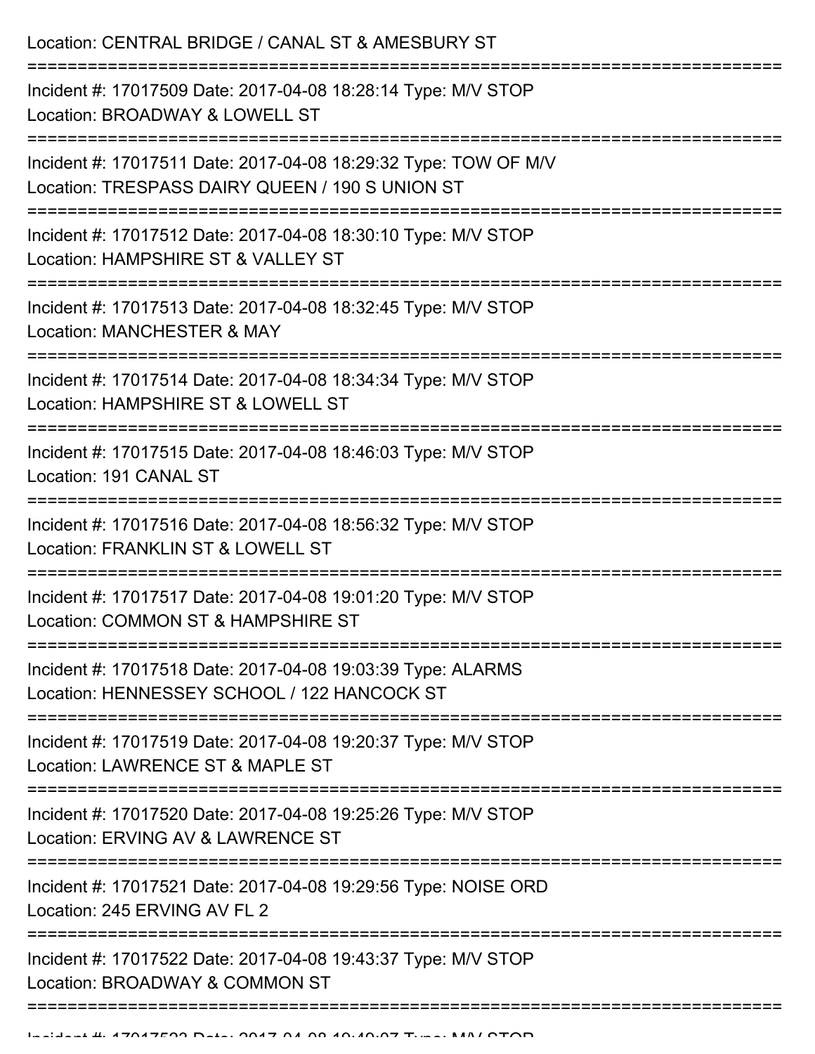Location: CENTRAL BRIDGE / CANAL ST & AMESBURY ST

===========================================================================

Incident #: 17017509 Date: 2017-04-08 18:28:14 Type: M/V STOP
Location: BROADWAY & LOWELL ST

===========================================================================

Incident #: 17017511 Date: 2017-04-08 18:29:32 Type: TOW OF M/V
Location: TRESPASS DAIRY QUEEN / 190 S UNION ST

===========================================================================

Incident #: 17017512 Date: 2017-04-08 18:30:10 Type: M/V STOP
Location: HAMPSHIRE ST & VALLEY ST

===========================================================================

Incident #: 17017513 Date: 2017-04-08 18:32:45 Type: M/V STOP
Location: MANCHESTER & MAY

===========================================================================

Incident #: 17017514 Date: 2017-04-08 18:34:34 Type: M/V STOP
Location: HAMPSHIRE ST & LOWELL ST

===========================================================================

Incident #: 17017515 Date: 2017-04-08 18:46:03 Type: M/V STOP
Location: 191 CANAL ST

===========================================================================

Incident #: 17017516 Date: 2017-04-08 18:56:32 Type: M/V STOP
Location: FRANKLIN ST & LOWELL ST

===========================================================================

Incident #: 17017517 Date: 2017-04-08 19:01:20 Type: M/V STOP
Location: COMMON ST & HAMPSHIRE ST

===========================================================================

Incident #: 17017518 Date: 2017-04-08 19:03:39 Type: ALARMS
Location: HENNESSEY SCHOOL / 122 HANCOCK ST

===========================================================================

Incident #: 17017519 Date: 2017-04-08 19:20:37 Type: M/V STOP
Location: LAWRENCE ST & MAPLE ST

===========================================================================

Incident #: 17017520 Date: 2017-04-08 19:25:26 Type: M/V STOP
Location: ERVING AV & LAWRENCE ST

===========================================================================

Incident #: 17017521 Date: 2017-04-08 19:29:56 Type: NOISE ORD
Location: 245 ERVING AV FL 2

===========================================================================

Incident #: 17017522 Date: 2017-04-08 19:43:37 Type: M/V STOP
Location: BROADWAY & COMMON ST

===========================================================================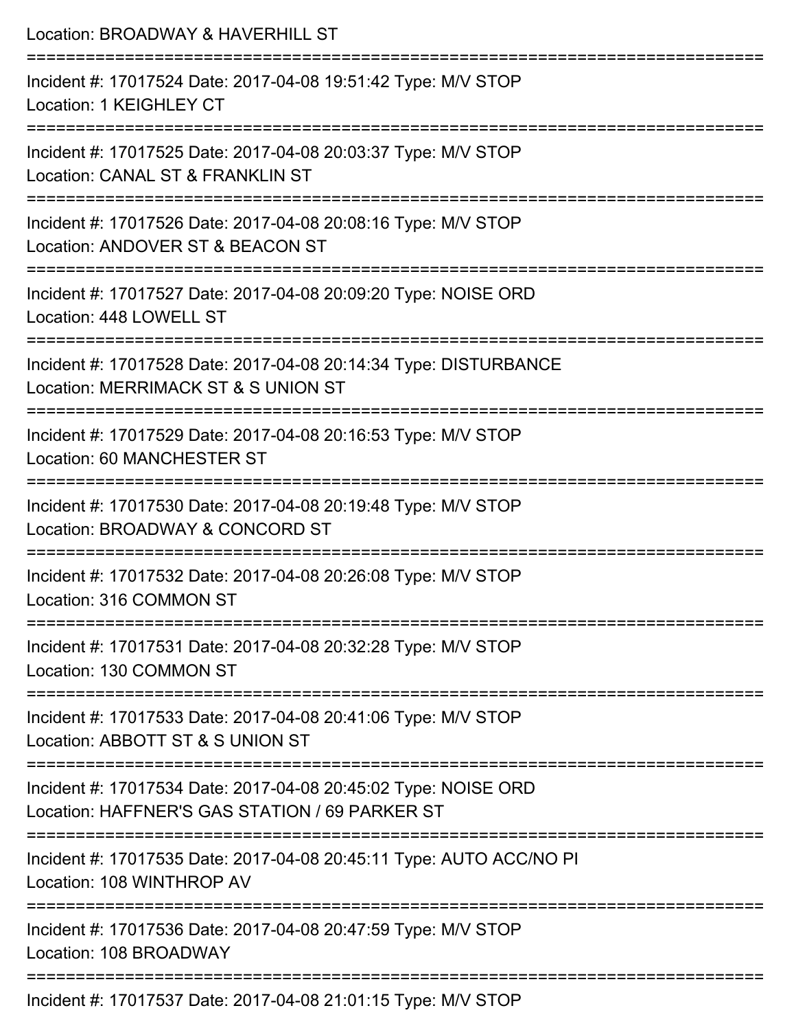Location: BROADWAY & HAVERHILL ST

===========================================================================

Incident #: 17017524 Date: 2017-04-08 19:51:42 Type: M/V STOP
Location: 1 KEIGHLEY CT

===========================================================================

Incident #: 17017525 Date: 2017-04-08 20:03:37 Type: M/V STOP
Location: CANAL ST & FRANKLIN ST

===========================================================================

Incident #: 17017526 Date: 2017-04-08 20:08:16 Type: M/V STOP
Location: ANDOVER ST & BEACON ST

===========================================================================

Incident #: 17017527 Date: 2017-04-08 20:09:20 Type: NOISE ORD
Location: 448 LOWELL ST

===========================================================================

Incident #: 17017528 Date: 2017-04-08 20:14:34 Type: DISTURBANCE
Location: MERRIMACK ST & S UNION ST

===========================================================================

Incident #: 17017529 Date: 2017-04-08 20:16:53 Type: M/V STOP
Location: 60 MANCHESTER ST

===========================================================================

Incident #: 17017530 Date: 2017-04-08 20:19:48 Type: M/V STOP
Location: BROADWAY & CONCORD ST

===========================================================================

Incident #: 17017532 Date: 2017-04-08 20:26:08 Type: M/V STOP
Location: 316 COMMON ST

===========================================================================

Incident #: 17017531 Date: 2017-04-08 20:32:28 Type: M/V STOP
Location: 130 COMMON ST

===========================================================================

Incident #: 17017533 Date: 2017-04-08 20:41:06 Type: M/V STOP
Location: ABBOTT ST & S UNION ST

===========================================================================

Incident #: 17017534 Date: 2017-04-08 20:45:02 Type: NOISE ORD
Location: HAFFNER'S GAS STATION / 69 PARKER ST

===========================================================================

Incident #: 17017535 Date: 2017-04-08 20:45:11 Type: AUTO ACC/NO PI
Location: 108 WINTHROP AV

===========================================================================

Incident #: 17017536 Date: 2017-04-08 20:47:59 Type: M/V STOP
Location: 108 BROADWAY

===========================================================================

Incident #: 17017537 Date: 2017-04-08 21:01:15 Type: M/V STOP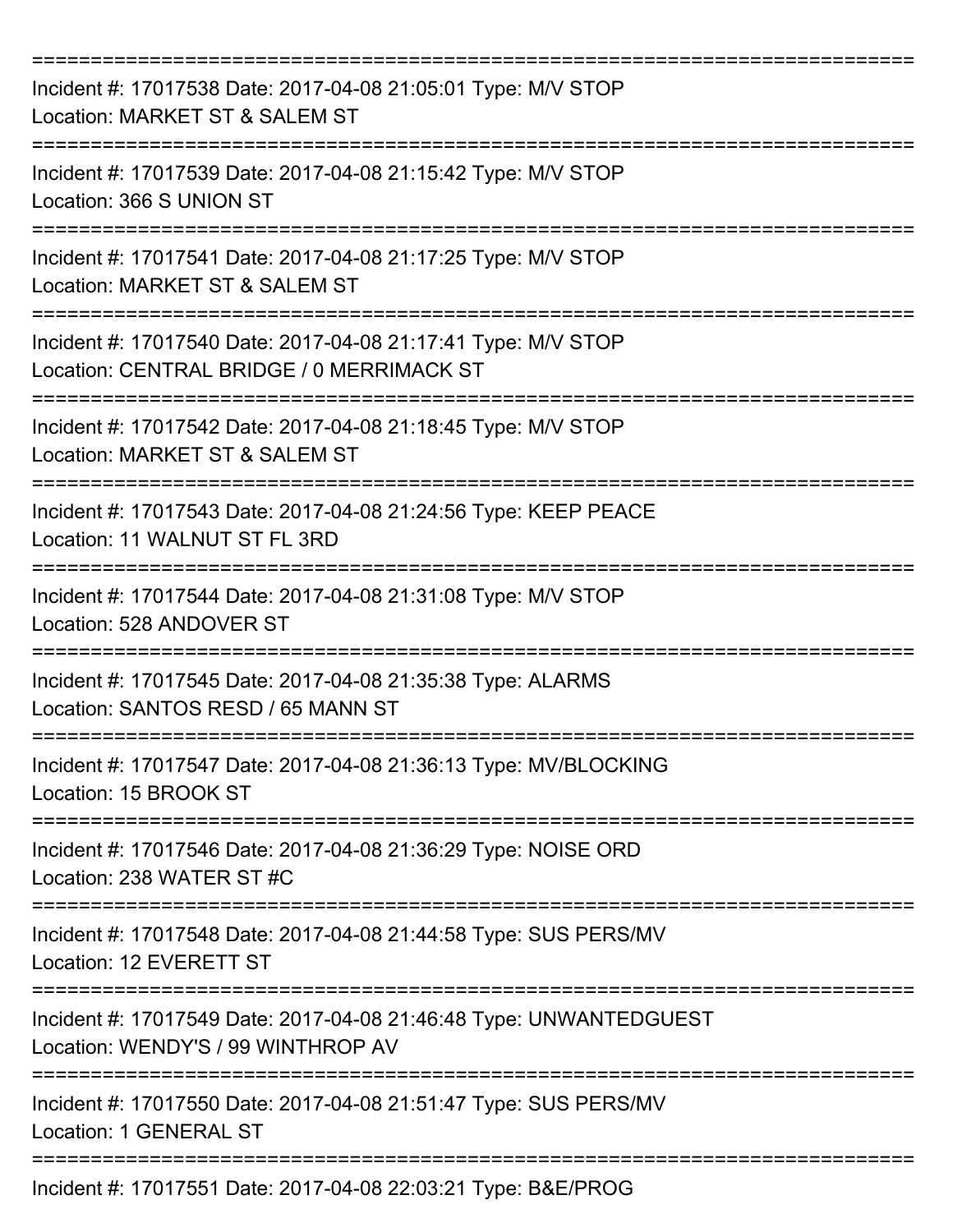===========================================================================
Incident #: 17017538 Date: 2017-04-08 21:05:01 Type: M/V STOP
Location: MARKET ST & SALEM ST
===========================================================================
Incident #: 17017539 Date: 2017-04-08 21:15:42 Type: M/V STOP
Location: 366 S UNION ST
===========================================================================
Incident #: 17017541 Date: 2017-04-08 21:17:25 Type: M/V STOP
Location: MARKET ST & SALEM ST
===========================================================================
Incident #: 17017540 Date: 2017-04-08 21:17:41 Type: M/V STOP
Location: CENTRAL BRIDGE / 0 MERRIMACK ST
===========================================================================
Incident #: 17017542 Date: 2017-04-08 21:18:45 Type: M/V STOP
Location: MARKET ST & SALEM ST
===========================================================================
Incident #: 17017543 Date: 2017-04-08 21:24:56 Type: KEEP PEACE
Location: 11 WALNUT ST FL 3RD
===========================================================================
Incident #: 17017544 Date: 2017-04-08 21:31:08 Type: M/V STOP
Location: 528 ANDOVER ST
===========================================================================
Incident #: 17017545 Date: 2017-04-08 21:35:38 Type: ALARMS
Location: SANTOS RESD / 65 MANN ST
===========================================================================
Incident #: 17017547 Date: 2017-04-08 21:36:13 Type: MV/BLOCKING
Location: 15 BROOK ST
===========================================================================
Incident #: 17017546 Date: 2017-04-08 21:36:29 Type: NOISE ORD
Location: 238 WATER ST #C
===========================================================================
Incident #: 17017548 Date: 2017-04-08 21:44:58 Type: SUS PERS/MV
Location: 12 EVERETT ST
===========================================================================
Incident #: 17017549 Date: 2017-04-08 21:46:48 Type: UNWANTEDGUEST
Location: WENDY'S / 99 WINTHROP AV
===========================================================================
Incident #: 17017550 Date: 2017-04-08 21:51:47 Type: SUS PERS/MV
Location: 1 GENERAL ST
===========================================================================
Incident #: 17017551 Date: 2017-04-08 22:03:21 Type: B&E/PROG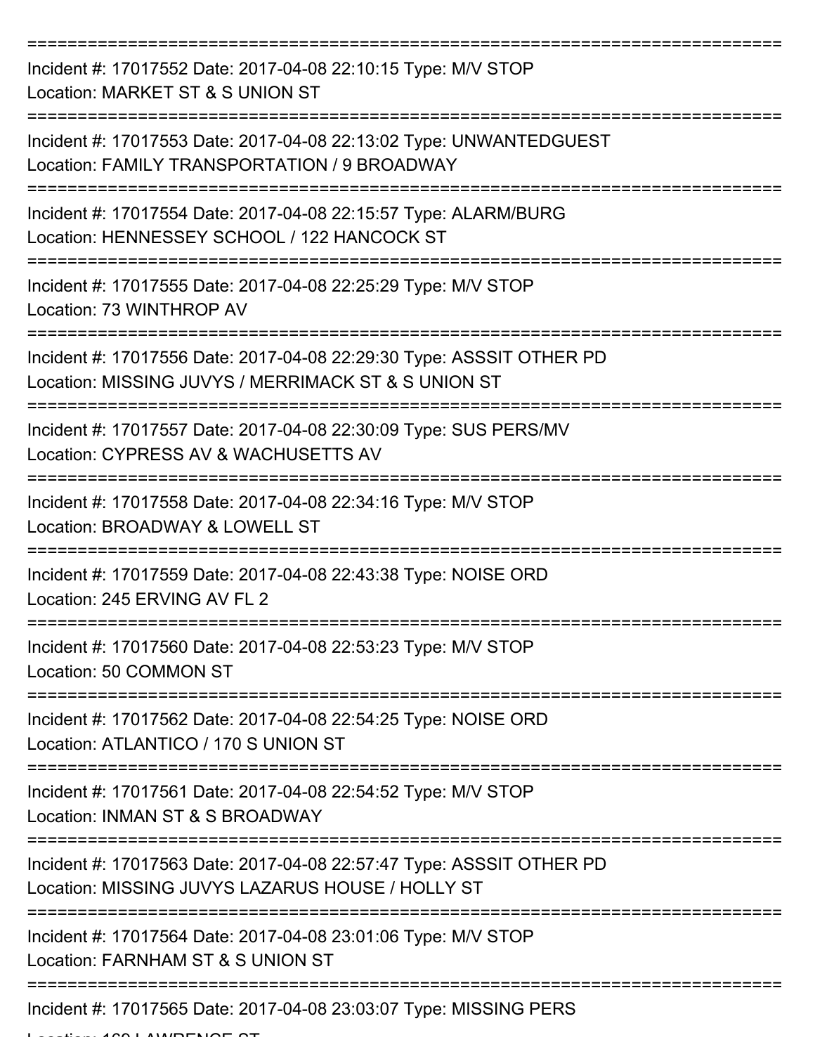===========================================================================

Incident #: 17017552 Date: 2017-04-08 22:10:15 Type: M/V STOP
Location: MARKET ST & S UNION ST

===========================================================================

Incident #: 17017553 Date: 2017-04-08 22:13:02 Type: UNWANTEDGUEST
Location: FAMILY TRANSPORTATION / 9 BROADWAY

===========================================================================

Incident #: 17017554 Date: 2017-04-08 22:15:57 Type: ALARM/BURG
Location: HENNESSEY SCHOOL / 122 HANCOCK ST

===========================================================================

Incident #: 17017555 Date: 2017-04-08 22:25:29 Type: M/V STOP
Location: 73 WINTHROP AV

===========================================================================

Incident #: 17017556 Date: 2017-04-08 22:29:30 Type: ASSSIT OTHER PD
Location: MISSING JUVYS / MERRIMACK ST & S UNION ST

===========================================================================

Incident #: 17017557 Date: 2017-04-08 22:30:09 Type: SUS PERS/MV
Location: CYPRESS AV & WACHUSETTS AV

===========================================================================

Incident #: 17017558 Date: 2017-04-08 22:34:16 Type: M/V STOP
Location: BROADWAY & LOWELL ST

===========================================================================

Incident #: 17017559 Date: 2017-04-08 22:43:38 Type: NOISE ORD
Location: 245 ERVING AV FL 2

===========================================================================

Incident #: 17017560 Date: 2017-04-08 22:53:23 Type: M/V STOP
Location: 50 COMMON ST

===========================================================================

Incident #: 17017562 Date: 2017-04-08 22:54:25 Type: NOISE ORD
Location: ATLANTICO / 170 S UNION ST

===========================================================================

Incident #: 17017561 Date: 2017-04-08 22:54:52 Type: M/V STOP
Location: INMAN ST & S BROADWAY

===========================================================================

Incident #: 17017563 Date: 2017-04-08 22:57:47 Type: ASSSIT OTHER PD
Location: MISSING JUVYS LAZARUS HOUSE / HOLLY ST

===========================================================================

Incident #: 17017564 Date: 2017-04-08 23:01:06 Type: M/V STOP
Location: FARNHAM ST & S UNION ST

===========================================================================

Incident #: 17017565 Date: 2017-04-08 23:03:07 Type: MISSING PERS
Location: 160 LAWRENCE ST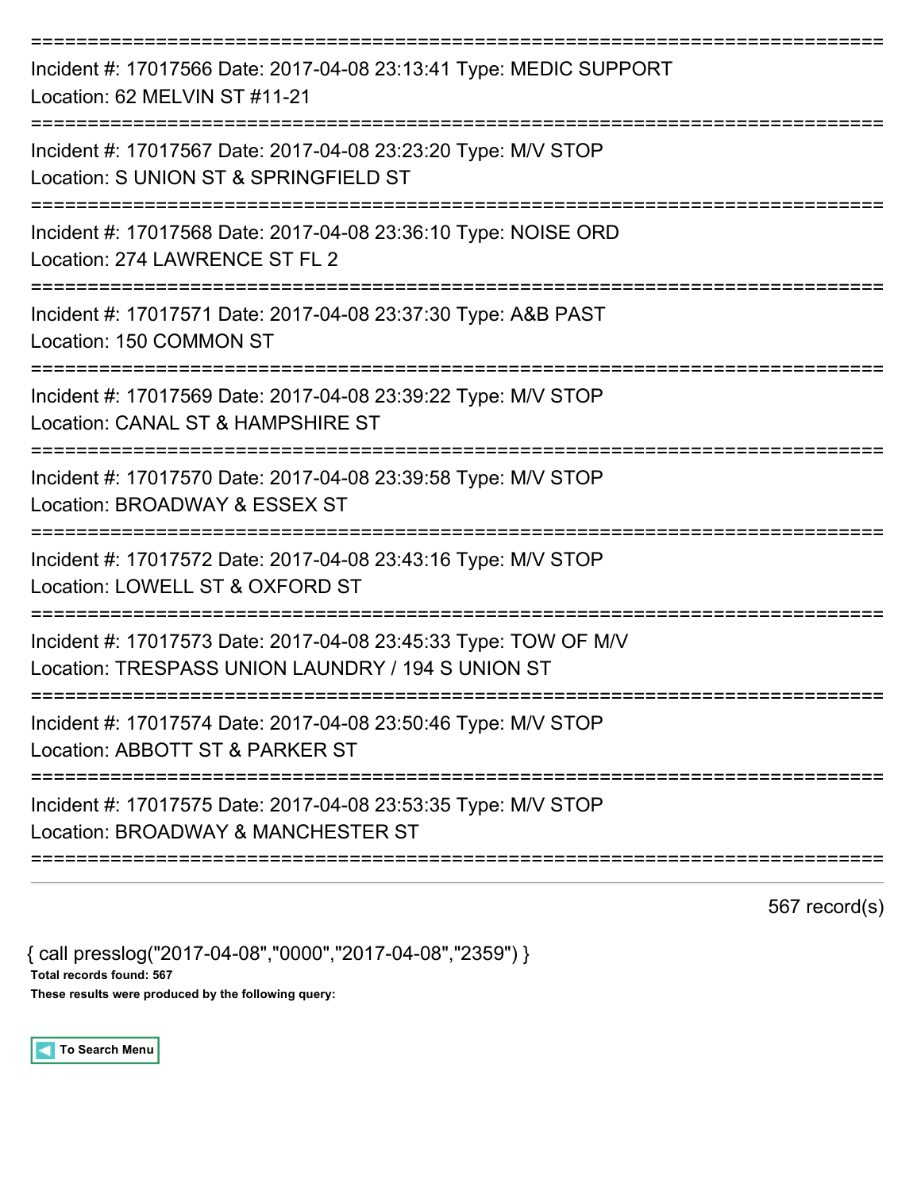===========================================================================

Incident #: 17017566 Date: 2017-04-08 23:13:41 Type: MEDIC SUPPORT
Location: 62 MELVIN ST #11-21

===========================================================================

Incident #: 17017567 Date: 2017-04-08 23:23:20 Type: M/V STOP
Location: S UNION ST & SPRINGFIELD ST

===========================================================================

Incident #: 17017568 Date: 2017-04-08 23:36:10 Type: NOISE ORD
Location: 274 LAWRENCE ST FL 2

===========================================================================

Incident #: 17017571 Date: 2017-04-08 23:37:30 Type: A&B PAST
Location: 150 COMMON ST

===========================================================================

Incident #: 17017569 Date: 2017-04-08 23:39:22 Type: M/V STOP
Location: CANAL ST & HAMPSHIRE ST

===========================================================================

Incident #: 17017570 Date: 2017-04-08 23:39:58 Type: M/V STOP
Location: BROADWAY & ESSEX ST

===========================================================================

Incident #: 17017572 Date: 2017-04-08 23:43:16 Type: M/V STOP
Location: LOWELL ST & OXFORD ST

===========================================================================

Incident #: 17017573 Date: 2017-04-08 23:45:33 Type: TOW OF M/V
Location: TRESPASS UNION LAUNDRY / 194 S UNION ST

===========================================================================

Incident #: 17017574 Date: 2017-04-08 23:50:46 Type: M/V STOP
Location: ABBOTT ST & PARKER ST

===========================================================================

Incident #: 17017575 Date: 2017-04-08 23:53:35 Type: M/V STOP
Location: BROADWAY & MANCHESTER ST

===========================================================================

567 record(s)

{ call presslog("2017-04-08","0000","2017-04-08","2359") }

**Total records found: 567**

**These results were produced by the following query:**

To Search Menu